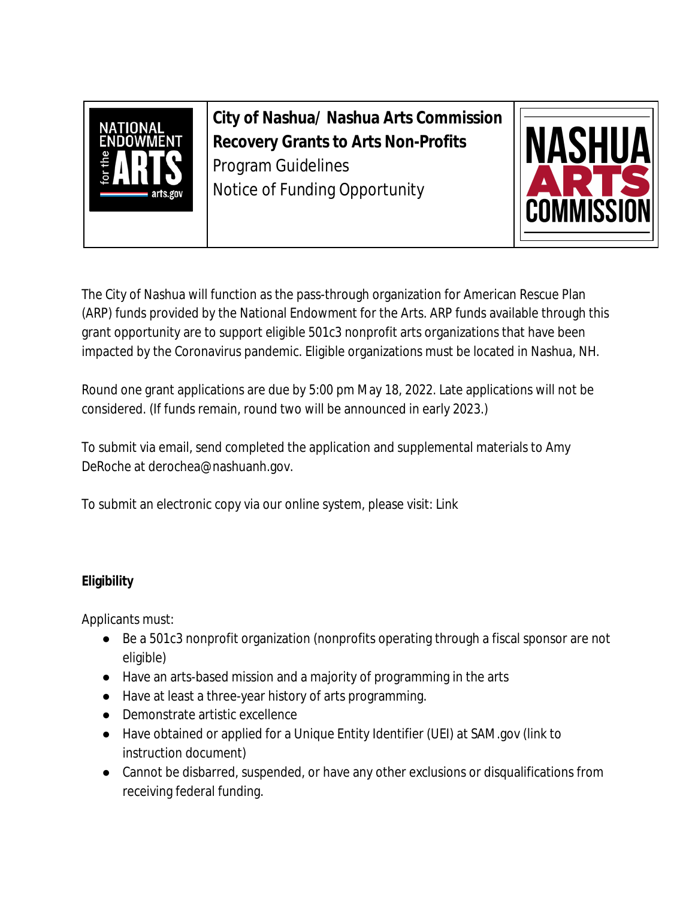**City of Nashua/ Nashua Arts Commission**
**Recovery Grants to Arts Non-Profits**
Program Guidelines
Notice of Funding Opportunity

The City of Nashua will function as the pass-through organization for American Rescue Plan (ARP) funds provided by the National Endowment for the Arts. ARP funds available through this grant opportunity are to support eligible 501c3 nonprofit arts organizations that have been impacted by the Coronavirus pandemic. Eligible organizations must be located in Nashua, NH.

Round one grant applications are due by 5:00 pm May 18, 2022. Late applications will not be considered. (If funds remain, round two will be announced in early 2023.)

To submit via email, send completed the application and supplemental materials to Amy DeRoche at derochea@nashuanh.gov.

To submit an electronic copy via our online system, please visit: Link

**Eligibility**

Applicants must:

- Be a 501c3 nonprofit organization (nonprofits operating through a fiscal sponsor are not eligible)
- Have an arts-based mission and a majority of programming in the arts
- Have at least a three-year history of arts programming.
- Demonstrate artistic excellence
- Have obtained or applied for a Unique Entity Identifier (UEI) at SAM.gov (link to instruction document)
- Cannot be disbarred, suspended, or have any other exclusions or disqualifications from receiving federal funding.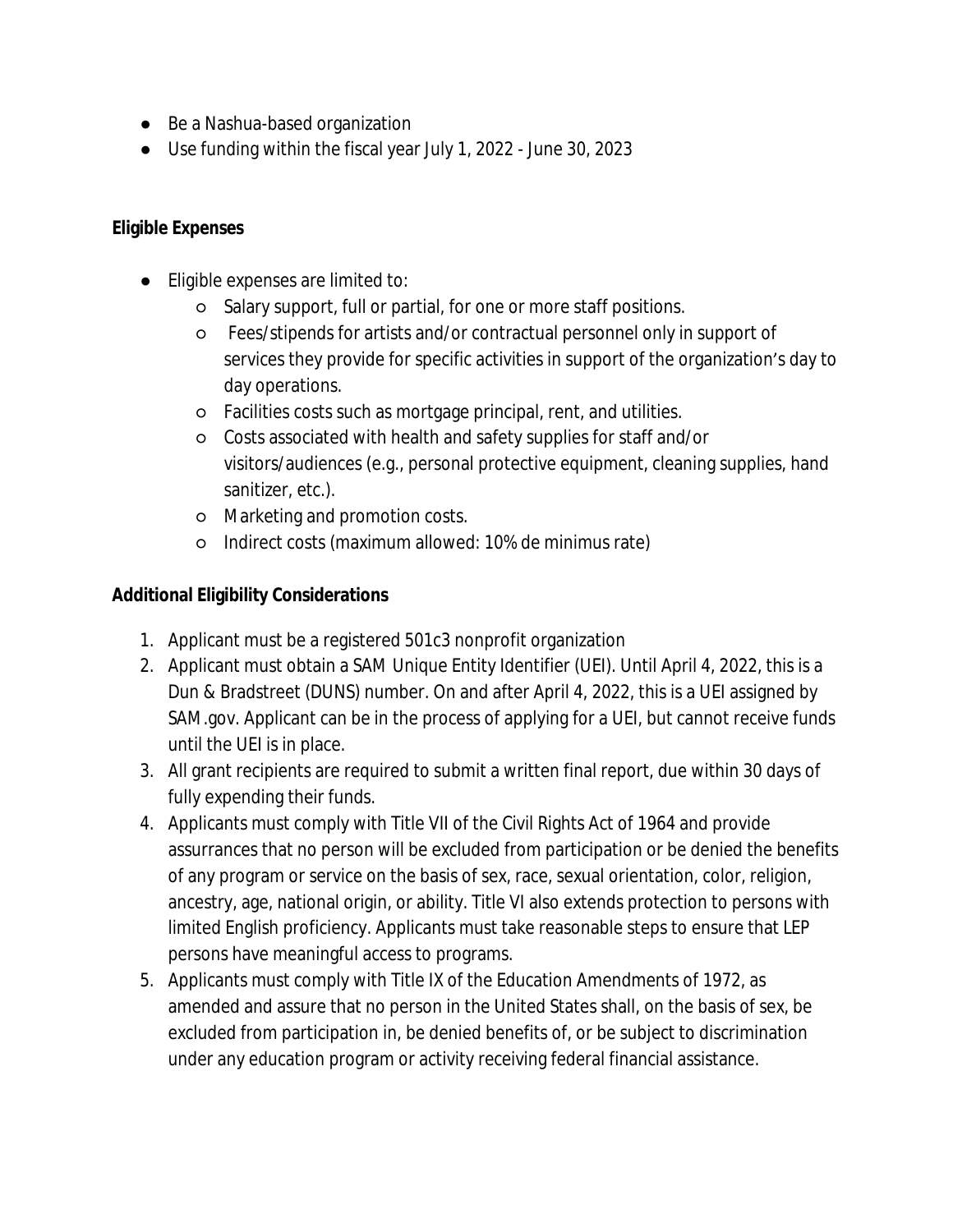- Be a Nashua-based organization
- Use funding within the fiscal year July 1, 2022 - June 30, 2023

**Eligible Expenses**

- Eligible expenses are limited to:
  - Salary support, full or partial, for one or more staff positions.
  - Fees/stipends for artists and/or contractual personnel only in support of services they provide for specific activities in support of the organization's day to day operations.
  - Facilities costs such as mortgage principal, rent, and utilities.
  - Costs associated with health and safety supplies for staff and/or visitors/audiences (e.g., personal protective equipment, cleaning supplies, hand sanitizer, etc.).
  - Marketing and promotion costs.
  - Indirect costs (maximum allowed: 10% de minimus rate)

**Additional Eligibility Considerations**

1. Applicant must be a registered 501c3 nonprofit organization
2. Applicant must obtain a SAM Unique Entity Identifier (UEI). Until April 4, 2022, this is a Dun & Bradstreet (DUNS) number. On and after April 4, 2022, this is a UEI assigned by SAM.gov. Applicant can be in the process of applying for a UEI, but cannot receive funds until the UEI is in place.
3. All grant recipients are required to submit a written final report, due within 30 days of fully expending their funds.
4. Applicants must comply with Title VII of the Civil Rights Act of 1964 and provide assurances that no person will be excluded from participation or be denied the benefits of any program or service on the basis of sex, race, sexual orientation, color, religion, ancestry, age, national origin, or ability. Title VI also extends protection to persons with limited English proficiency. Applicants must take reasonable steps to ensure that LEP persons have meaningful access to programs.
5. Applicants must comply with Title IX of the Education Amendments of 1972, as amended and assure that no person in the United States shall, on the basis of sex, be excluded from participation in, be denied benefits of, or be subject to discrimination under any education program or activity receiving federal financial assistance.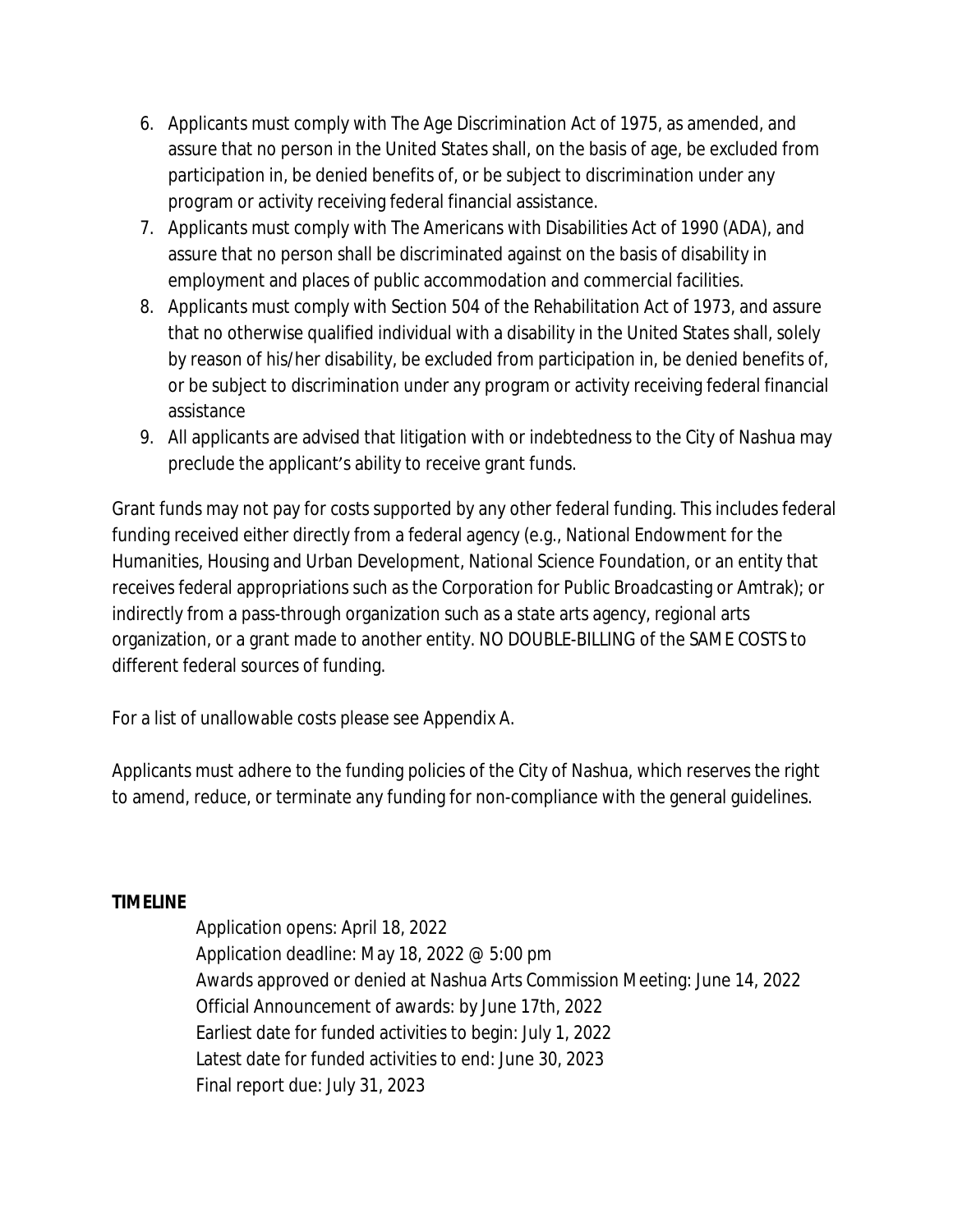6. Applicants must comply with The Age Discrimination Act of 1975, as amended, and assure that no person in the United States shall, on the basis of age, be excluded from participation in, be denied benefits of, or be subject to discrimination under any program or activity receiving federal financial assistance.
7. Applicants must comply with The Americans with Disabilities Act of 1990 (ADA), and assure that no person shall be discriminated against on the basis of disability in employment and places of public accommodation and commercial facilities.
8. Applicants must comply with Section 504 of the Rehabilitation Act of 1973, and assure that no otherwise qualified individual with a disability in the United States shall, solely by reason of his/her disability, be excluded from participation in, be denied benefits of, or be subject to discrimination under any program or activity receiving federal financial assistance
9. All applicants are advised that litigation with or indebtedness to the City of Nashua may preclude the applicant's ability to receive grant funds.

Grant funds may not pay for costs supported by any other federal funding. This includes federal funding received either directly from a federal agency (e.g., National Endowment for the Humanities, Housing and Urban Development, National Science Foundation, or an entity that receives federal appropriations such as the Corporation for Public Broadcasting or Amtrak); or indirectly from a pass-through organization such as a state arts agency, regional arts organization, or a grant made to another entity. NO DOUBLE-BILLING of the SAME COSTS to different federal sources of funding.

For a list of unallowable costs please see Appendix A.

Applicants must adhere to the funding policies of the City of Nashua, which reserves the right to amend, reduce, or terminate any funding for non-compliance with the general guidelines.

**TIMELINE**

Application opens: April 18, 2022
Application deadline: May 18, 2022 @ 5:00 pm
Awards approved or denied at Nashua Arts Commission Meeting: June 14, 2022
Official Announcement of awards: by June 17th, 2022
Earliest date for funded activities to begin: July 1, 2022
Latest date for funded activities to end: June 30, 2023
Final report due: July 31, 2023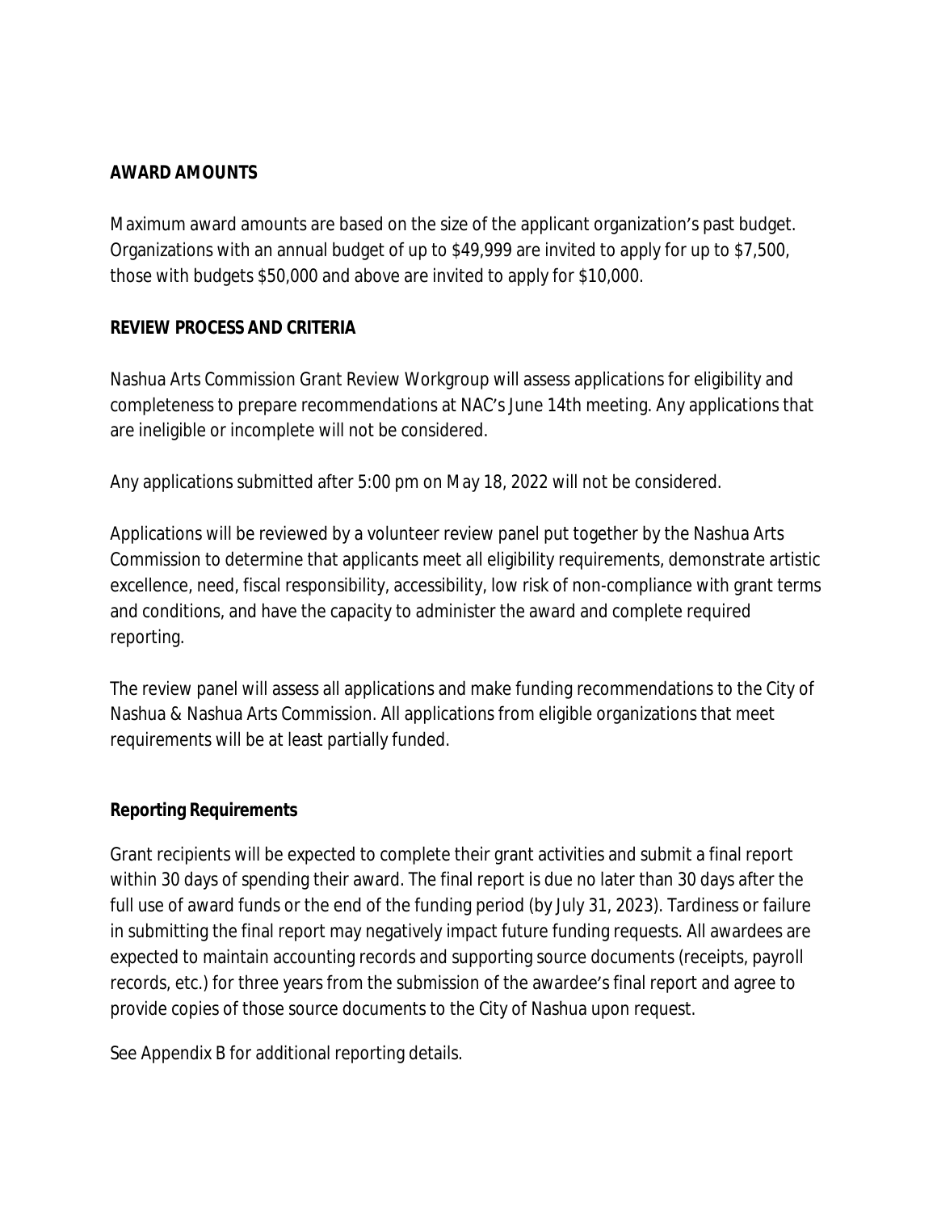**AWARD AMOUNTS**

Maximum award amounts are based on the size of the applicant organization's past budget. Organizations with an annual budget of up to $49,999 are invited to apply for up to $7,500, those with budgets $50,000 and above are invited to apply for $10,000.

**REVIEW PROCESS AND CRITERIA**

Nashua Arts Commission Grant Review Workgroup will assess applications for eligibility and completeness to prepare recommendations at NAC's June 14th meeting. Any applications that are ineligible or incomplete will not be considered.

Any applications submitted after 5:00 pm on May 18, 2022 will not be considered.

Applications will be reviewed by a volunteer review panel put together by the Nashua Arts Commission to determine that applicants meet all eligibility requirements, demonstrate artistic excellence, need, fiscal responsibility, accessibility, low risk of non-compliance with grant terms and conditions, and have the capacity to administer the award and complete required reporting.

The review panel will assess all applications and make funding recommendations to the City of Nashua & Nashua Arts Commission. All applications from eligible organizations that meet requirements will be at least partially funded.

**Reporting Requirements**

Grant recipients will be expected to complete their grant activities and submit a final report within 30 days of spending their award. The final report is due no later than 30 days after the full use of award funds or the end of the funding period (by July 31, 2023). Tardiness or failure in submitting the final report may negatively impact future funding requests. All awardees are expected to maintain accounting records and supporting source documents (receipts, payroll records, etc.) for three years from the submission of the awardee's final report and agree to provide copies of those source documents to the City of Nashua upon request.

See Appendix B for additional reporting details.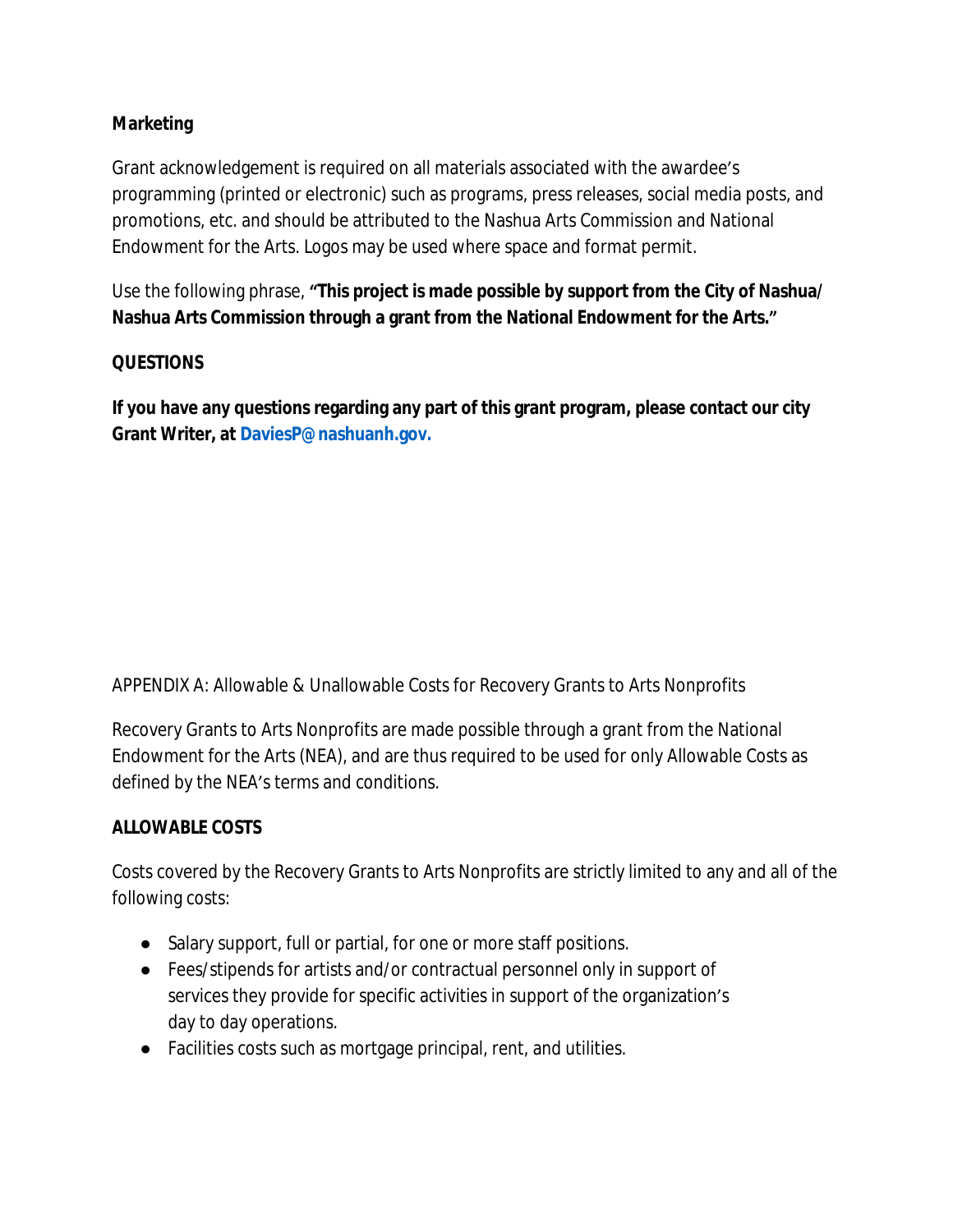**Marketing**

Grant acknowledgement is required on all materials associated with the awardee's programming (printed or electronic) such as programs, press releases, social media posts, and promotions, etc. and should be attributed to the Nashua Arts Commission and National Endowment for the Arts. Logos may be used where space and format permit.

Use the following phrase, **"This project is made possible by support from the City of Nashua/ Nashua Arts Commission through a grant from the National Endowment for the Arts."**

**QUESTIONS**

**If you have any questions regarding any part of this grant program, please contact our city Grant Writer, at DaviesP@nashuanh.gov.**

APPENDIX A: Allowable & Unallowable Costs for Recovery Grants to Arts Nonprofits

Recovery Grants to Arts Nonprofits are made possible through a grant from the National Endowment for the Arts (NEA), and are thus required to be used for only Allowable Costs as defined by the NEA's terms and conditions.

**ALLOWABLE COSTS**

Costs covered by the Recovery Grants to Arts Nonprofits are strictly limited to any and all of the following costs:

- Salary support, full or partial, for one or more staff positions.
- Fees/stipends for artists and/or contractual personnel only in support of services they provide for specific activities in support of the organization's day to day operations.
- Facilities costs such as mortgage principal, rent, and utilities.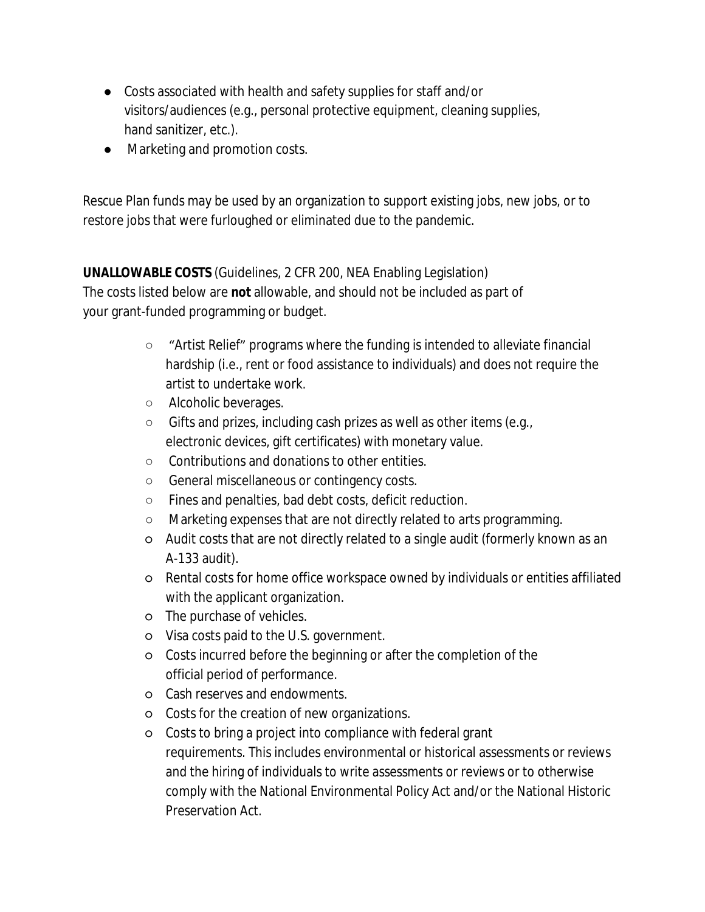- Costs associated with health and safety supplies for staff and/or visitors/audiences (e.g., personal protective equipment, cleaning supplies, hand sanitizer, etc.).
- Marketing and promotion costs.

Rescue Plan funds may be used by an organization to support existing jobs, new jobs, or to restore jobs that were furloughed or eliminated due to the pandemic.

**UNALLOWABLE COSTS** (Guidelines, 2 CFR 200, NEA Enabling Legislation)
The costs listed below are **not** allowable, and should not be included as part of your grant-funded programming or budget.

- "Artist Relief" programs where the funding is intended to alleviate financial hardship (i.e., rent or food assistance to individuals) and does not require the artist to undertake work.
- Alcoholic beverages.
- Gifts and prizes, including cash prizes as well as other items (e.g., electronic devices, gift certificates) with monetary value.
- Contributions and donations to other entities.
- General miscellaneous or contingency costs.
- Fines and penalties, bad debt costs, deficit reduction.
- Marketing expenses that are not directly related to arts programming.
- Audit costs that are not directly related to a single audit (formerly known as an A-133 audit).
- Rental costs for home office workspace owned by individuals or entities affiliated with the applicant organization.
- The purchase of vehicles.
- Visa costs paid to the U.S. government.
- Costs incurred before the beginning or after the completion of the official period of performance.
- Cash reserves and endowments.
- Costs for the creation of new organizations.
- Costs to bring a project into compliance with federal grant requirements. This includes environmental or historical assessments or reviews and the hiring of individuals to write assessments or reviews or to otherwise comply with the National Environmental Policy Act and/or the National Historic Preservation Act.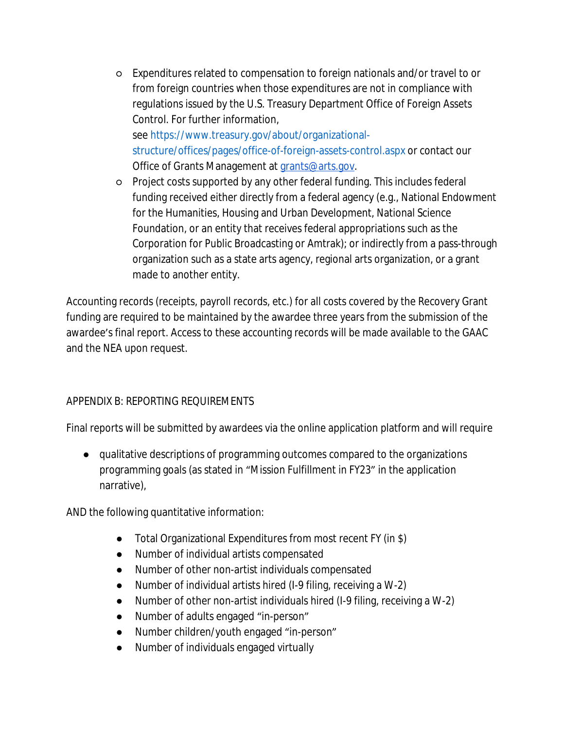- Expenditures related to compensation to foreign nationals and/or travel to or from foreign countries when those expenditures are not in compliance with regulations issued by the U.S. Treasury Department Office of Foreign Assets Control. For further information, see https://www.treasury.gov/about/organizational-structure/offices/pages/office-of-foreign-assets-control.aspx or contact our Office of Grants Management at grants@arts.gov.
   - Project costs supported by any other federal funding. This includes federal funding received either directly from a federal agency (e.g., National Endowment for the Humanities, Housing and Urban Development, National Science Foundation, or an entity that receives federal appropriations such as the Corporation for Public Broadcasting or Amtrak); or indirectly from a pass-through organization such as a state arts agency, regional arts organization, or a grant made to another entity.

Accounting records (receipts, payroll records, etc.) for all costs covered by the Recovery Grant funding are required to be maintained by the awardee three years from the submission of the awardee's final report. Access to these accounting records will be made available to the GAAC and the NEA upon request.

## APPENDIX B: REPORTING REQUIREMENTS

Final reports will be submitted by awardees via the online application platform and will require

- qualitative descriptions of programming outcomes compared to the organizations programming goals (as stated in "Mission Fulfillment in FY23" in the application narrative),

AND the following quantitative information:

- Total Organizational Expenditures from most recent FY (in $)
- Number of individual artists compensated
- Number of other non-artist individuals compensated
- Number of individual artists hired (I-9 filing, receiving a W-2)
- Number of other non-artist individuals hired (I-9 filing, receiving a W-2)
- Number of adults engaged "in-person"
- Number children/youth engaged "in-person"
- Number of individuals engaged virtually